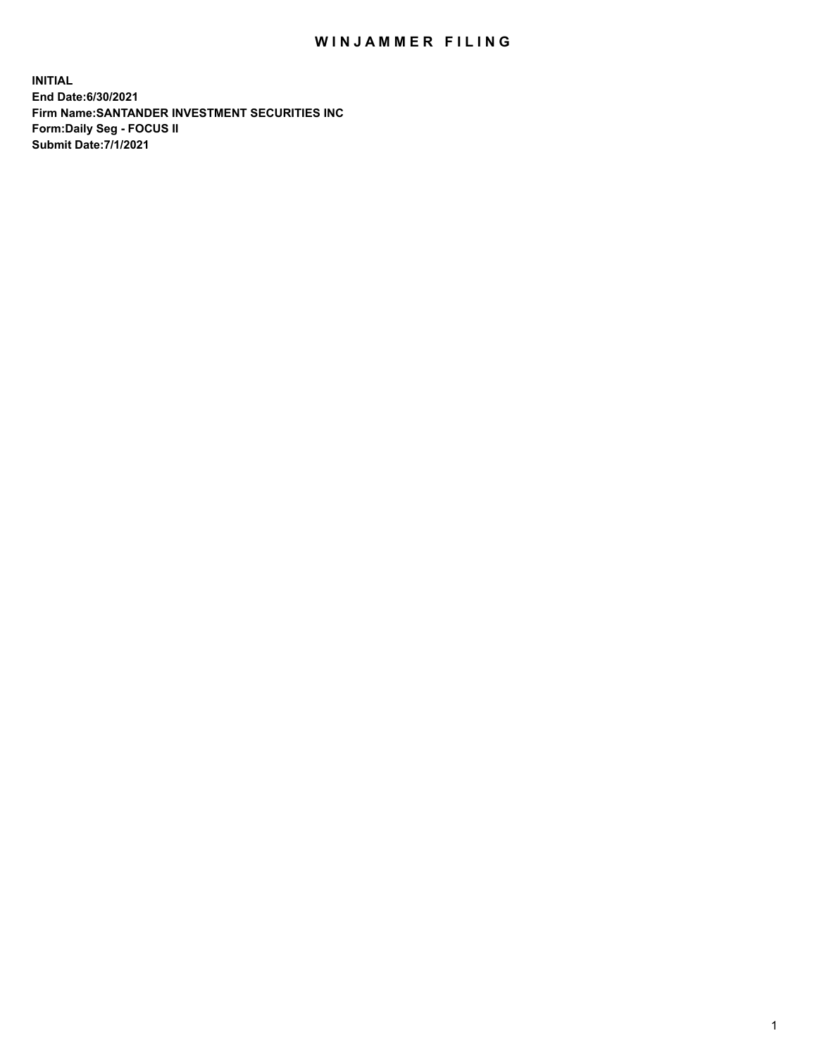# WINJAMMER FILING

**INITIAL**
**End Date:6/30/2021**
**Firm Name:SANTANDER INVESTMENT SECURITIES INC**
**Form:Daily Seg - FOCUS II**
**Submit Date:7/1/2021**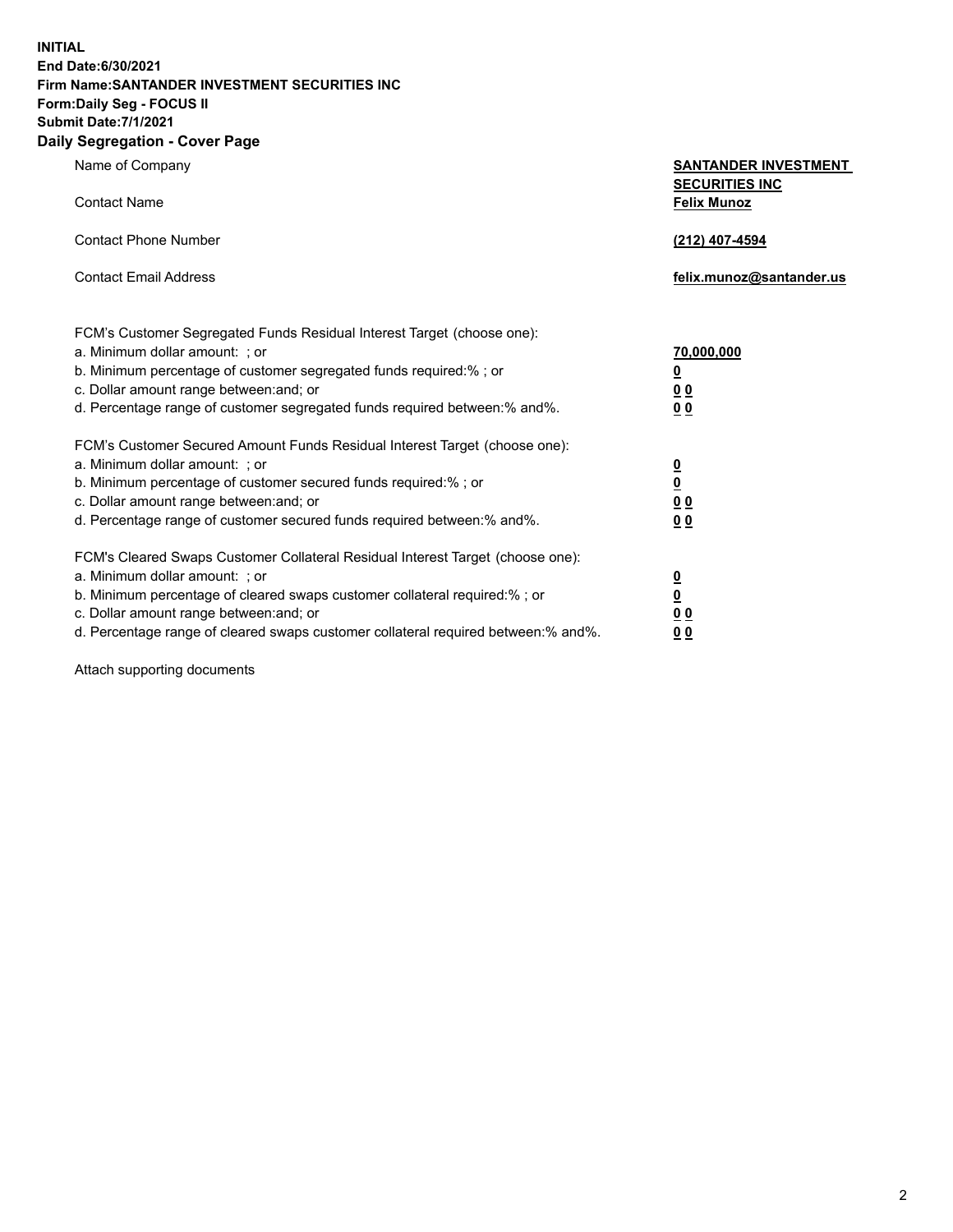**INITIAL**
**End Date:6/30/2021**
**Firm Name:SANTANDER INVESTMENT SECURITIES INC**
**Form:Daily Seg - FOCUS II**
**Submit Date:7/1/2021**

## Daily Segregation - Cover Page

| | |
|---|---|
| Name of Company | **SANTANDER INVESTMENT SECURITIES INC** |
| Contact Name | **Felix Munoz** |
| Contact Phone Number | **(212) 407-4594** |
| Contact Email Address | **felix.munoz@santander.us** |

| | |
|---|---|
| FCM's Customer Segregated Funds Residual Interest Target (choose one): | |
| a. Minimum dollar amount: ; or | **70,000,000** |
| b. Minimum percentage of customer segregated funds required:% ; or | **0** |
| c. Dollar amount range between:and; or | **0 0** |
| d. Percentage range of customer segregated funds required between:% and%. | **0 0** |
| FCM's Customer Secured Amount Funds Residual Interest Target (choose one): | |
| a. Minimum dollar amount: ; or | **0** |
| b. Minimum percentage of customer secured funds required:% ; or | **0** |
| c. Dollar amount range between:and; or | **0 0** |
| d. Percentage range of customer secured funds required between:% and%. | **0 0** |
| FCM's Cleared Swaps Customer Collateral Residual Interest Target (choose one): | |
| a. Minimum dollar amount: ; or | **0** |
| b. Minimum percentage of cleared swaps customer collateral required:% ; or | **0** |
| c. Dollar amount range between:and; or | **0 0** |
| d. Percentage range of cleared swaps customer collateral required between:% and%. | **0 0** |

Attach supporting documents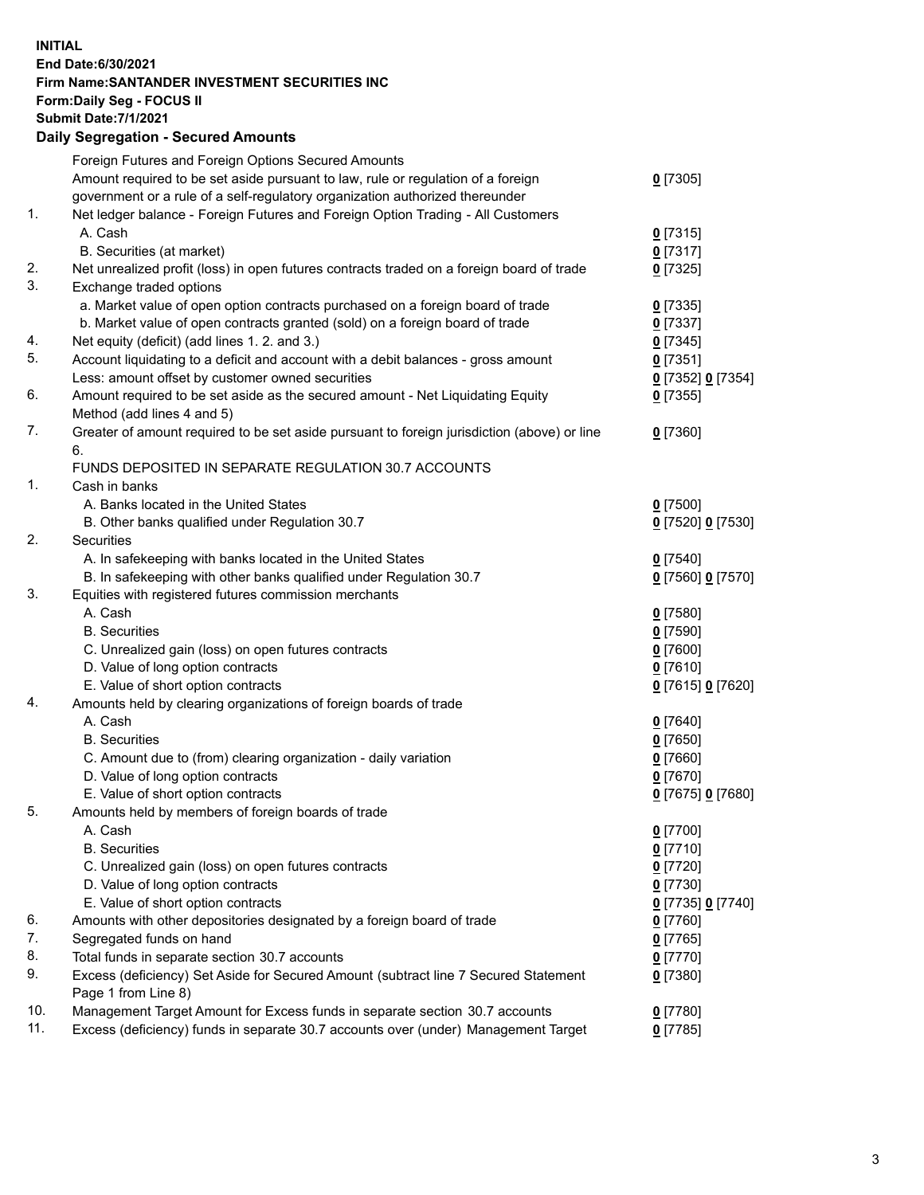**INITIAL**
**End Date:6/30/2021**
**Firm Name:SANTANDER INVESTMENT SECURITIES INC**
**Form:Daily Seg - FOCUS II**
**Submit Date:7/1/2021**

## Daily Segregation - Secured Amounts

| | | |
|---|---|---|
| | Foreign Futures and Foreign Options Secured Amounts | |
| | Amount required to be set aside pursuant to law, rule or regulation of a foreign government or a rule of a self-regulatory organization authorized thereunder | 0 [7305] |
| 1. | Net ledger balance - Foreign Futures and Foreign Option Trading - All Customers | |
| | A. Cash | 0 [7315] |
| | B. Securities (at market) | 0 [7317] |
| 2. | Net unrealized profit (loss) in open futures contracts traded on a foreign board of trade | 0 [7325] |
| 3. | Exchange traded options | |
| | a. Market value of open option contracts purchased on a foreign board of trade | 0 [7335] |
| | b. Market value of open contracts granted (sold) on a foreign board of trade | 0 [7337] |
| 4. | Net equity (deficit) (add lines 1. 2. and 3.) | 0 [7345] |
| 5. | Account liquidating to a deficit and account with a debit balances - gross amount | 0 [7351] |
| | Less: amount offset by customer owned securities | 0 [7352] 0 [7354] |
| 6. | Amount required to be set aside as the secured amount - Net Liquidating Equity Method (add lines 4 and 5) | 0 [7355] |
| 7. | Greater of amount required to be set aside pursuant to foreign jurisdiction (above) or line 6. | 0 [7360] |
| | FUNDS DEPOSITED IN SEPARATE REGULATION 30.7 ACCOUNTS | |
| 1. | Cash in banks | |
| | A. Banks located in the United States | 0 [7500] |
| | B. Other banks qualified under Regulation 30.7 | 0 [7520] 0 [7530] |
| 2. | Securities | |
| | A. In safekeeping with banks located in the United States | 0 [7540] |
| | B. In safekeeping with other banks qualified under Regulation 30.7 | 0 [7560] 0 [7570] |
| 3. | Equities with registered futures commission merchants | |
| | A. Cash | 0 [7580] |
| | B. Securities | 0 [7590] |
| | C. Unrealized gain (loss) on open futures contracts | 0 [7600] |
| | D. Value of long option contracts | 0 [7610] |
| | E. Value of short option contracts | 0 [7615] 0 [7620] |
| 4. | Amounts held by clearing organizations of foreign boards of trade | |
| | A. Cash | 0 [7640] |
| | B. Securities | 0 [7650] |
| | C. Amount due to (from) clearing organization - daily variation | 0 [7660] |
| | D. Value of long option contracts | 0 [7670] |
| | E. Value of short option contracts | 0 [7675] 0 [7680] |
| 5. | Amounts held by members of foreign boards of trade | |
| | A. Cash | 0 [7700] |
| | B. Securities | 0 [7710] |
| | C. Unrealized gain (loss) on open futures contracts | 0 [7720] |
| | D. Value of long option contracts | 0 [7730] |
| | E. Value of short option contracts | 0 [7735] 0 [7740] |
| 6. | Amounts with other depositories designated by a foreign board of trade | 0 [7760] |
| 7. | Segregated funds on hand | 0 [7765] |
| 8. | Total funds in separate section 30.7 accounts | 0 [7770] |
| 9. | Excess (deficiency) Set Aside for Secured Amount (subtract line 7 Secured Statement Page 1 from Line 8) | 0 [7380] |
| 10. | Management Target Amount for Excess funds in separate section 30.7 accounts | 0 [7780] |
| 11. | Excess (deficiency) funds in separate 30.7 accounts over (under) Management Target | 0 [7785] |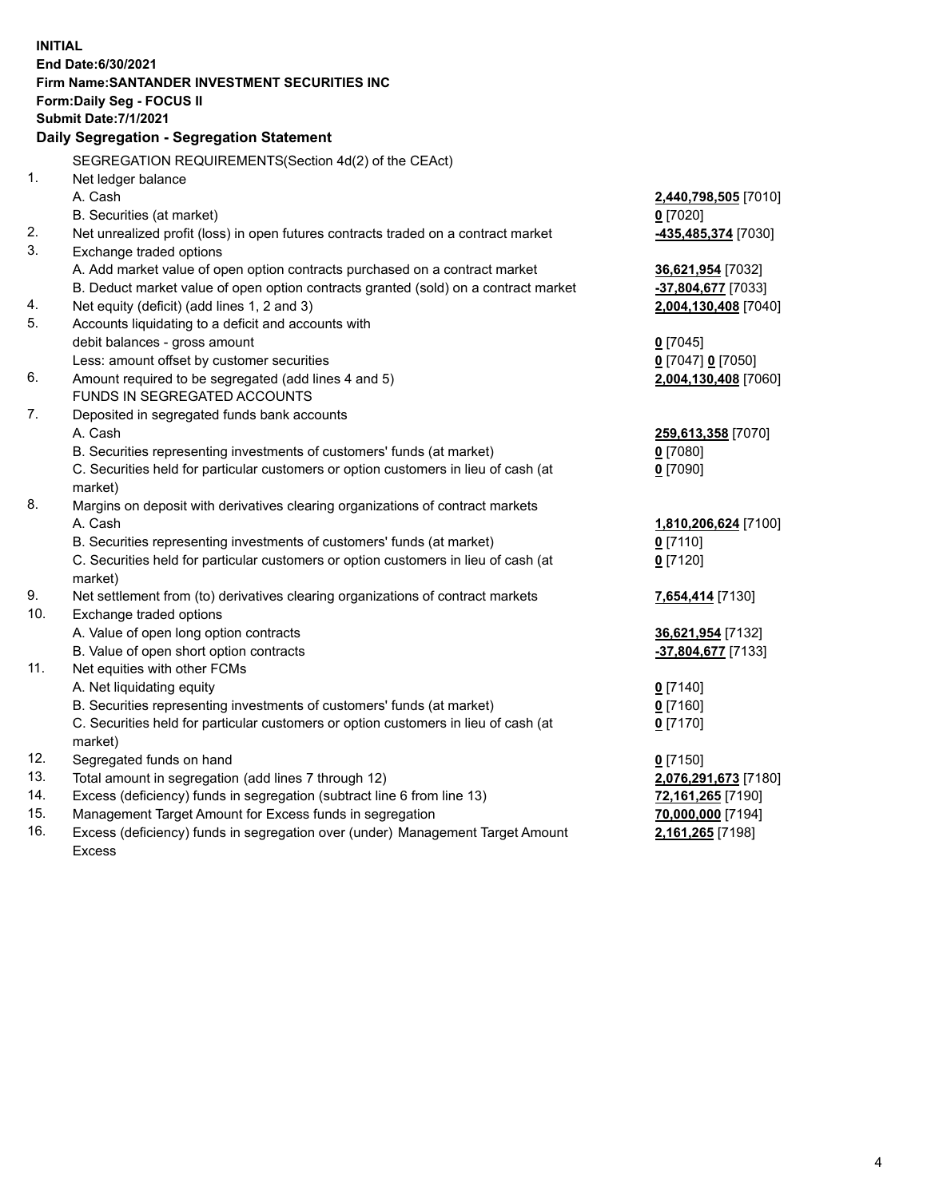**INITIAL**
**End Date:6/30/2021**
**Firm Name:SANTANDER INVESTMENT SECURITIES INC**
**Form:Daily Seg - FOCUS II**
**Submit Date:7/1/2021**

## Daily Segregation - Segregation Statement

SEGREGATION REQUIREMENTS(Section 4d(2) of the CEAct)

| | | |
|---|---|---|
| 1. | Net ledger balance | |
| | A. Cash | **2,440,798,505** [7010] |
| | B. Securities (at market) | **0** [7020] |
| 2. | Net unrealized profit (loss) in open futures contracts traded on a contract market | **-435,485,374** [7030] |
| 3. | Exchange traded options | |
| | A. Add market value of open option contracts purchased on a contract market | **36,621,954** [7032] |
| | B. Deduct market value of open option contracts granted (sold) on a contract market | **-37,804,677** [7033] |
| 4. | Net equity (deficit) (add lines 1, 2 and 3) | **2,004,130,408** [7040] |
| 5. | Accounts liquidating to a deficit and accounts with | |
| | debit balances - gross amount | **0** [7045] |
| | Less: amount offset by customer securities | **0** [7047] **0** [7050] |
| 6. | Amount required to be segregated (add lines 4 and 5) | **2,004,130,408** [7060] |
| | FUNDS IN SEGREGATED ACCOUNTS | |
| 7. | Deposited in segregated funds bank accounts | |
| | A. Cash | **259,613,358** [7070] |
| | B. Securities representing investments of customers' funds (at market) | **0** [7080] |
| | C. Securities held for particular customers or option customers in lieu of cash (at market) | **0** [7090] |
| 8. | Margins on deposit with derivatives clearing organizations of contract markets | |
| | A. Cash | **1,810,206,624** [7100] |
| | B. Securities representing investments of customers' funds (at market) | **0** [7110] |
| | C. Securities held for particular customers or option customers in lieu of cash (at market) | **0** [7120] |
| 9. | Net settlement from (to) derivatives clearing organizations of contract markets | **7,654,414** [7130] |
| 10. | Exchange traded options | |
| | A. Value of open long option contracts | **36,621,954** [7132] |
| | B. Value of open short option contracts | **-37,804,677** [7133] |
| 11. | Net equities with other FCMs | |
| | A. Net liquidating equity | **0** [7140] |
| | B. Securities representing investments of customers' funds (at market) | **0** [7160] |
| | C. Securities held for particular customers or option customers in lieu of cash (at market) | **0** [7170] |
| 12. | Segregated funds on hand | **0** [7150] |
| 13. | Total amount in segregation (add lines 7 through 12) | **2,076,291,673** [7180] |
| 14. | Excess (deficiency) funds in segregation (subtract line 6 from line 13) | **72,161,265** [7190] |
| 15. | Management Target Amount for Excess funds in segregation | **70,000,000** [7194] |
| 16. | Excess (deficiency) funds in segregation over (under) Management Target Amount Excess | **2,161,265** [7198] |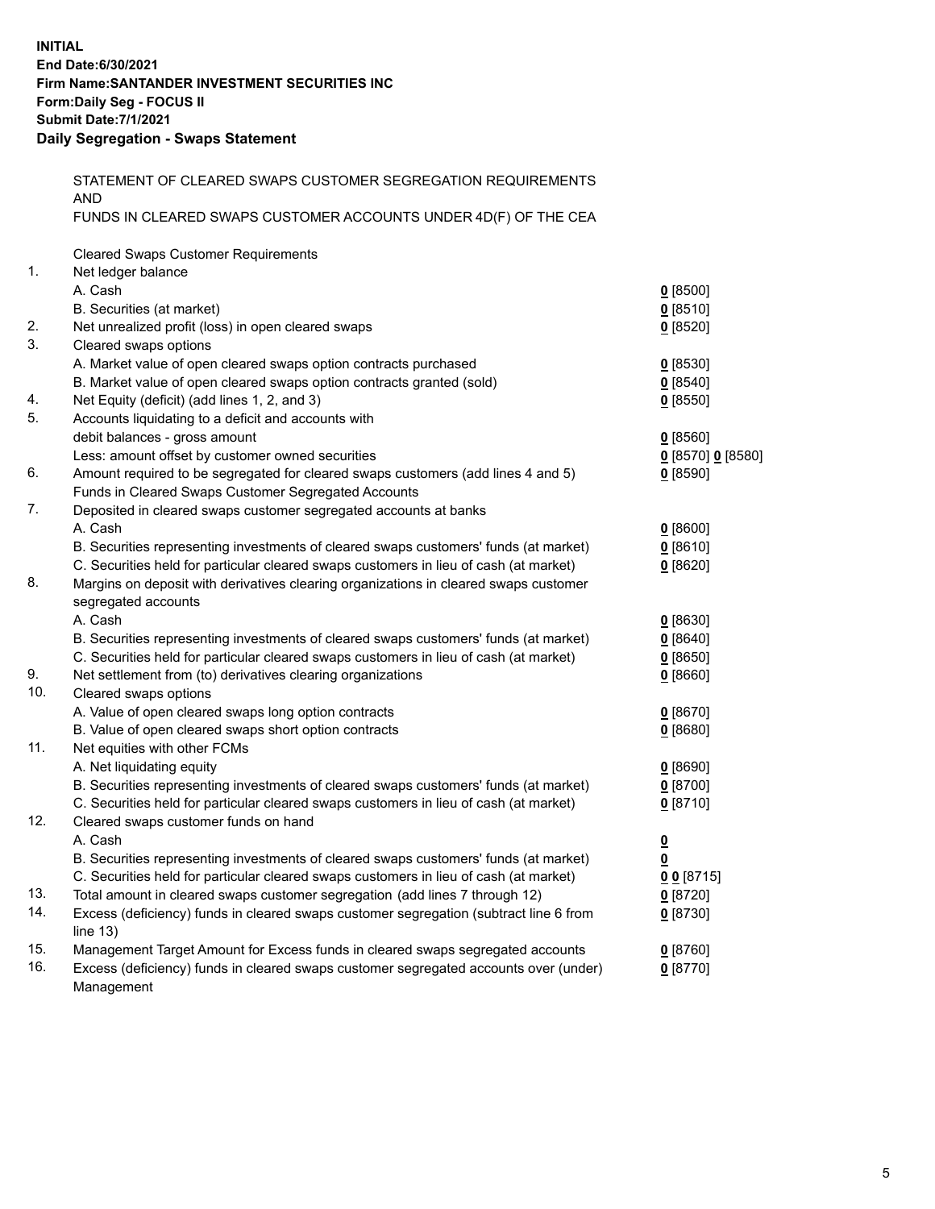**INITIAL**
**End Date:6/30/2021**
**Firm Name:SANTANDER INVESTMENT SECURITIES INC**
**Form:Daily Seg - FOCUS II**
**Submit Date:7/1/2021**
**Daily Segregation - Swaps Statement**

STATEMENT OF CLEARED SWAPS CUSTOMER SEGREGATION REQUIREMENTS AND FUNDS IN CLEARED SWAPS CUSTOMER ACCOUNTS UNDER 4D(F) OF THE CEA

| | | |
|---|---|---|
| | Cleared Swaps Customer Requirements | |
| 1. | Net ledger balance | |
| | A. Cash | 0 [8500] |
| | B. Securities (at market) | 0 [8510] |
| 2. | Net unrealized profit (loss) in open cleared swaps | 0 [8520] |
| 3. | Cleared swaps options | |
| | A. Market value of open cleared swaps option contracts purchased | 0 [8530] |
| | B. Market value of open cleared swaps option contracts granted (sold) | 0 [8540] |
| 4. | Net Equity (deficit) (add lines 1, 2, and 3) | 0 [8550] |
| 5. | Accounts liquidating to a deficit and accounts with | |
| | debit balances - gross amount | 0 [8560] |
| | Less: amount offset by customer owned securities | 0 [8570] 0 [8580] |
| 6. | Amount required to be segregated for cleared swaps customers (add lines 4 and 5) | 0 [8590] |
| | Funds in Cleared Swaps Customer Segregated Accounts | |
| 7. | Deposited in cleared swaps customer segregated accounts at banks | |
| | A. Cash | 0 [8600] |
| | B. Securities representing investments of cleared swaps customers' funds (at market) | 0 [8610] |
| | C. Securities held for particular cleared swaps customers in lieu of cash (at market) | 0 [8620] |
| 8. | Margins on deposit with derivatives clearing organizations in cleared swaps customer segregated accounts | |
| | A. Cash | 0 [8630] |
| | B. Securities representing investments of cleared swaps customers' funds (at market) | 0 [8640] |
| | C. Securities held for particular cleared swaps customers in lieu of cash (at market) | 0 [8650] |
| 9. | Net settlement from (to) derivatives clearing organizations | 0 [8660] |
| 10. | Cleared swaps options | |
| | A. Value of open cleared swaps long option contracts | 0 [8670] |
| | B. Value of open cleared swaps short option contracts | 0 [8680] |
| 11. | Net equities with other FCMs | |
| | A. Net liquidating equity | 0 [8690] |
| | B. Securities representing investments of cleared swaps customers' funds (at market) | 0 [8700] |
| | C. Securities held for particular cleared swaps customers in lieu of cash (at market) | 0 [8710] |
| 12. | Cleared swaps customer funds on hand | |
| | A. Cash | 0 |
| | B. Securities representing investments of cleared swaps customers' funds (at market) | 0 |
| | C. Securities held for particular cleared swaps customers in lieu of cash (at market) | 0 0 [8715] |
| 13. | Total amount in cleared swaps customer segregation (add lines 7 through 12) | 0 [8720] |
| 14. | Excess (deficiency) funds in cleared swaps customer segregation (subtract line 6 from line 13) | 0 [8730] |
| 15. | Management Target Amount for Excess funds in cleared swaps segregated accounts | 0 [8760] |
| 16. | Excess (deficiency) funds in cleared swaps customer segregated accounts over (under) Management | 0 [8770] |